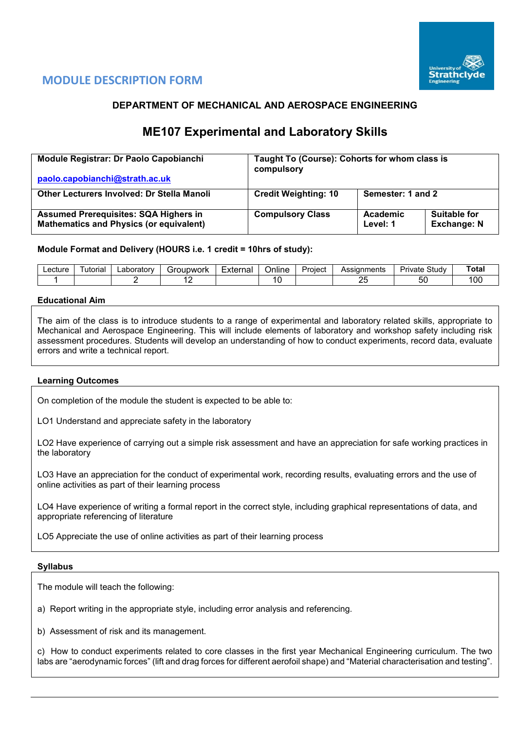## MODULE DESCRIPTION FORM

### DEPARTMENT OF MECHANICAL AND AEROSPACE ENGINEERING

# ME107 Experimental and Laboratory Skills

| **Module Registrar: Dr Paolo Capobianchi** [paolo.capobianchi@strath.ac.uk](mailto:paolo.capobianchi@strath.ac.uk) | **Taught To (Course): Cohorts for whom class is compulsory** | | |
|---|---|---|---|
| **Other Lecturers Involved: Dr Stella Manoli** | **Credit Weighting: 10** | **Semester: 1 and 2** | |
| **Assumed Prerequisites: SQA Highers in Mathematics and Physics (or equivalent)** | **Compulsory Class** | **Academic Level: 1** | **Suitable for Exchange: N** |

**Module Format and Delivery (HOURS i.e. 1 credit = 10hrs of study):**

| Lecture | Tutorial | Laboratory | Groupwork | External | Online | Project | Assignments | Private Study | **Total** |
|---|---|---|---|---|---|---|---|---|---|
| 1 | | 2 | 12 | | 10 | | 25 | 50 | 100 |

**Educational Aim**

The aim of the class is to introduce students to a range of experimental and laboratory related skills, appropriate to Mechanical and Aerospace Engineering. This will include elements of laboratory and workshop safety including risk assessment procedures. Students will develop an understanding of how to conduct experiments, record data, evaluate errors and write a technical report.

**Learning Outcomes**

On completion of the module the student is expected to be able to:

LO1 Understand and appreciate safety in the laboratory

LO2 Have experience of carrying out a simple risk assessment and have an appreciation for safe working practices in the laboratory

LO3 Have an appreciation for the conduct of experimental work, recording results, evaluating errors and the use of online activities as part of their learning process

LO4 Have experience of writing a formal report in the correct style, including graphical representations of data, and appropriate referencing of literature

LO5 Appreciate the use of online activities as part of their learning process

**Syllabus**

The module will teach the following:

a) Report writing in the appropriate style, including error analysis and referencing.

b) Assessment of risk and its management.

c) How to conduct experiments related to core classes in the first year Mechanical Engineering curriculum. The two labs are "aerodynamic forces" (lift and drag forces for different aerofoil shape) and "Material characterisation and testing".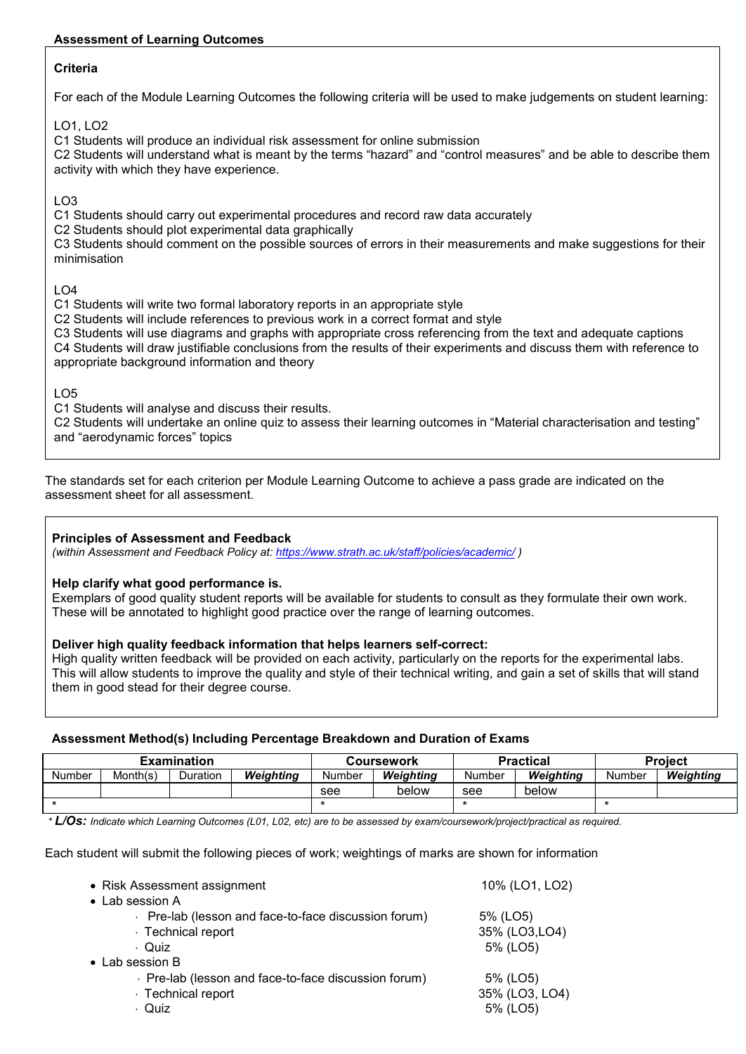**Assessment of Learning Outcomes**

**Criteria**

For each of the Module Learning Outcomes the following criteria will be used to make judgements on student learning:

LO1, LO2
C1 Students will produce an individual risk assessment for online submission
C2 Students will understand what is meant by the terms "hazard" and "control measures" and be able to describe them activity with which they have experience.

LO3
C1 Students should carry out experimental procedures and record raw data accurately
C2 Students should plot experimental data graphically
C3 Students should comment on the possible sources of errors in their measurements and make suggestions for their minimisation

LO4
C1 Students will write two formal laboratory reports in an appropriate style
C2 Students will include references to previous work in a correct format and style
C3 Students will use diagrams and graphs with appropriate cross referencing from the text and adequate captions
C4 Students will draw justifiable conclusions from the results of their experiments and discuss them with reference to appropriate background information and theory

LO5
C1 Students will analyse and discuss their results.
C2 Students will undertake an online quiz to assess their learning outcomes in "Material characterisation and testing" and "aerodynamic forces" topics

The standards set for each criterion per Module Learning Outcome to achieve a pass grade are indicated on the assessment sheet for all assessment.

**Principles of Assessment and Feedback**
*(within Assessment and Feedback Policy at: https://www.strath.ac.uk/staff/policies/academic/ )*

**Help clarify what good performance is.**
Exemplars of good quality student reports will be available for students to consult as they formulate their own work. These will be annotated to highlight good practice over the range of learning outcomes.

**Deliver high quality feedback information that helps learners self-correct:**
High quality written feedback will be provided on each activity, particularly on the reports for the experimental labs. This will allow students to improve the quality and style of their technical writing, and gain a set of skills that will stand them in good stead for their degree course.

**Assessment Method(s) Including Percentage Breakdown and Duration of Exams**

| Examination | | | | Coursework | | Practical | | Project | |
|---|---|---|---|---|---|---|---|---|---|
| Number | Month(s) | Duration | ***Weighting*** | Number | ***Weighting*** | Number | ***Weighting*** | Number | ***Weighting*** |
| | | | | see | below | see | below | | |
| * | | | | * | | * | | * | |

*\* **L/Os:** Indicate which Learning Outcomes (L01, L02, etc) are to be assessed by exam/coursework/project/practical as required.*

Each student will submit the following pieces of work; weightings of marks are shown for information

- Risk Assessment assignment — 10% (LO1, LO2)
- Lab session A
  - Pre-lab (lesson and face-to-face discussion forum) — 5% (LO5)
  - Technical report — 35% (LO3,LO4)
  - Quiz — 5% (LO5)
- Lab session B
  - Pre-lab (lesson and face-to-face discussion forum) — 5% (LO5)
  - Technical report — 35% (LO3, LO4)
  - Quiz — 5% (LO5)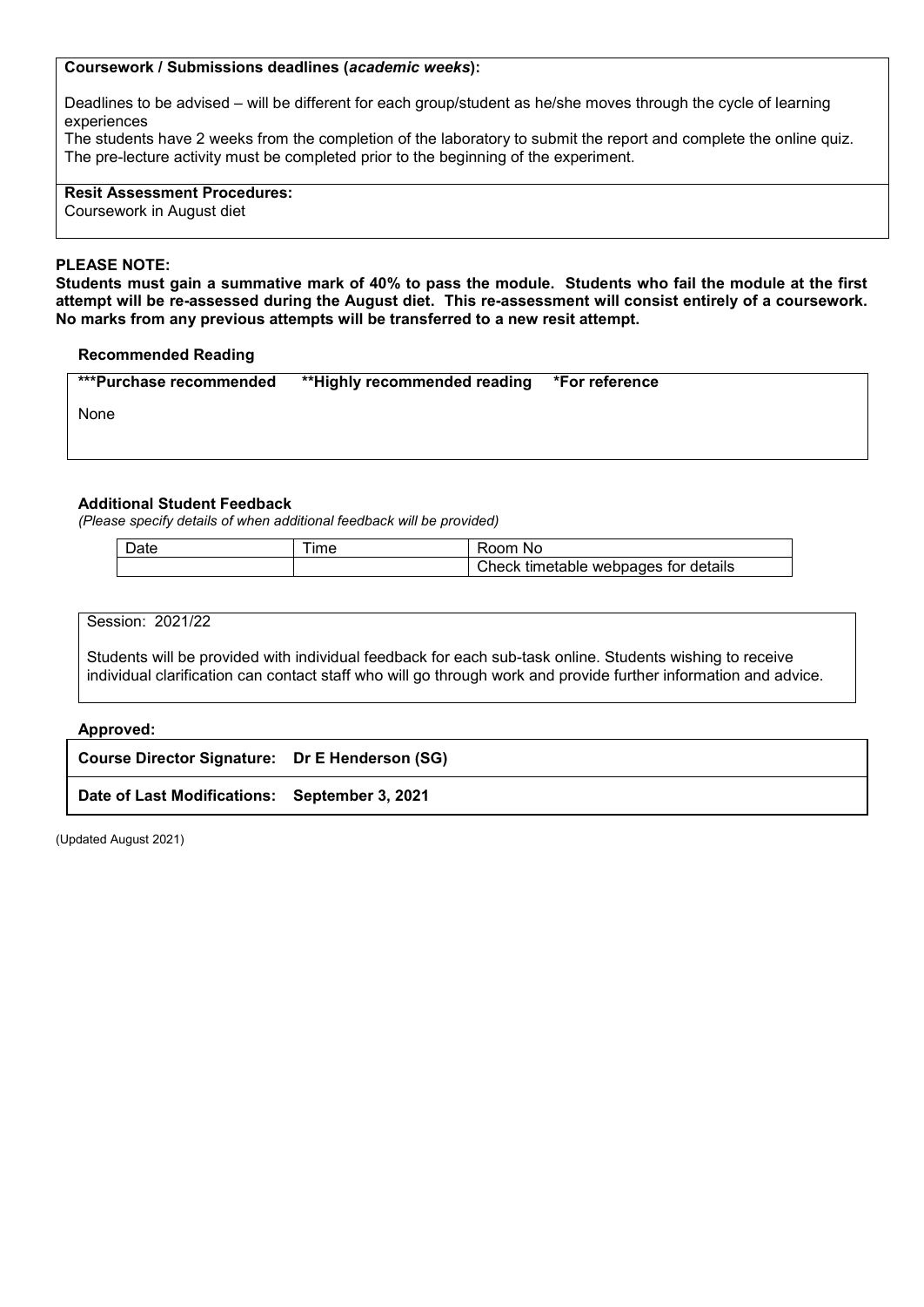**Coursework / Submissions deadlines (*academic weeks*):**

Deadlines to be advised – will be different for each group/student as he/she moves through the cycle of learning experiences

The students have 2 weeks from the completion of the laboratory to submit the report and complete the online quiz. The pre-lecture activity must be completed prior to the beginning of the experiment.

**Resit Assessment Procedures:**

Coursework in August diet

**PLEASE NOTE:**

**Students must gain a summative mark of 40% to pass the module. Students who fail the module at the first attempt will be re-assessed during the August diet. This re-assessment will consist entirely of a coursework. No marks from any previous attempts will be transferred to a new resit attempt.**

### Recommended Reading

**\*\*\*Purchase recommended** **\*\*Highly recommended reading** **\*For reference**

None

### Additional Student Feedback

*(Please specify details of when additional feedback will be provided)*

| Date | Time | Room No |
|---|---|---|
| | | Check timetable webpages for details |

Session: 2021/22

Students will be provided with individual feedback for each sub-task online. Students wishing to receive individual clarification can contact staff who will go through work and provide further information and advice.

**Approved:**

**Course Director Signature: Dr E Henderson (SG)**

**Date of Last Modifications: September 3, 2021**

(Updated August 2021)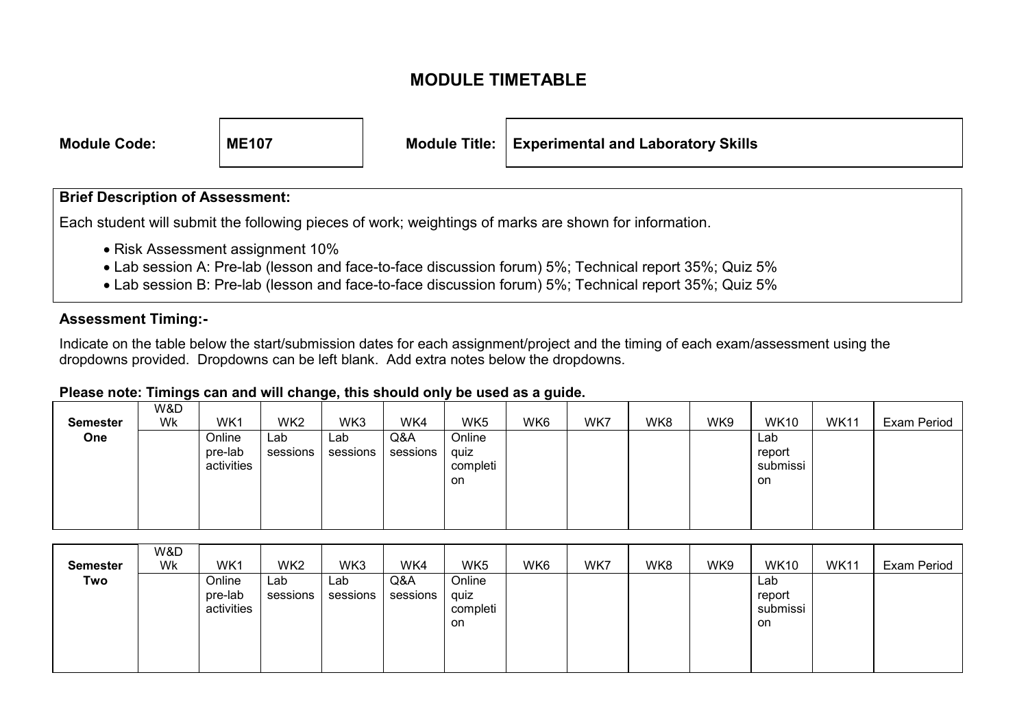# MODULE TIMETABLE

| Module Code: | ME107 | Module Title: | Experimental and Laboratory Skills |
|---|---|---|---|

**Brief Description of Assessment:**

Each student will submit the following pieces of work; weightings of marks are shown for information.

- Risk Assessment assignment 10%
- Lab session A: Pre-lab (lesson and face-to-face discussion forum) 5%; Technical report 35%; Quiz 5%
- Lab session B: Pre-lab (lesson and face-to-face discussion forum) 5%; Technical report 35%; Quiz 5%

**Assessment Timing:-**

Indicate on the table below the start/submission dates for each assignment/project and the timing of each exam/assessment using the dropdowns provided. Dropdowns can be left blank. Add extra notes below the dropdowns.

**Please note: Timings can and will change, this should only be used as a guide.**

| Semester One | W&D Wk | WK1 | WK2 | WK3 | WK4 | WK5 | WK6 | WK7 | WK8 | WK9 | WK10 | WK11 | Exam Period |
|---|---|---|---|---|---|---|---|---|---|---|---|---|---|
| | | Online pre-lab activities | Lab sessions | Lab sessions | Q&A sessions | Online quiz completion | | | | | Lab report submission | | |

| Semester Two | W&D Wk | WK1 | WK2 | WK3 | WK4 | WK5 | WK6 | WK7 | WK8 | WK9 | WK10 | WK11 | Exam Period |
|---|---|---|---|---|---|---|---|---|---|---|---|---|---|
| | | Online pre-lab activities | Lab sessions | Lab sessions | Q&A sessions | Online quiz completion | | | | | Lab report submission | | |